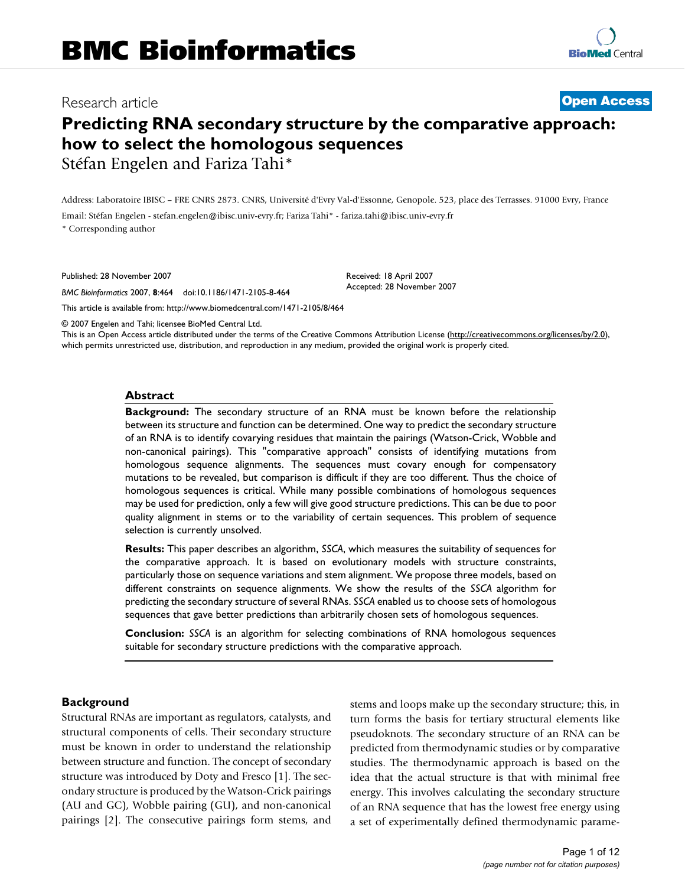# BMC Bioinformatics

Research article

**Open Access**

# Predicting RNA secondary structure by the comparative approach: how to select the homologous sequences

Stéfan Engelen and Fariza Tahi*

Address: Laboratoire IBISC – FRE CNRS 2873. CNRS, Université d'Evry Val-d'Essonne, Genopole. 523, place des Terrasses. 91000 Evry, France

Email: Stéfan Engelen - stefan.engelen@ibisc.univ-evry.fr; Fariza Tahi* - fariza.tahi@ibisc.univ-evry.fr

* Corresponding author

Published: 28 November 2007

*BMC Bioinformatics* 2007, **8**:464 doi:10.1186/1471-2105-8-464

Received: 18 April 2007
Accepted: 28 November 2007

This article is available from: http://www.biomedcentral.com/1471-2105/8/464

© 2007 Engelen and Tahi; licensee BioMed Central Ltd.

This is an Open Access article distributed under the terms of the Creative Commons Attribution License (http://creativecommons.org/licenses/by/2.0), which permits unrestricted use, distribution, and reproduction in any medium, provided the original work is properly cited.

## Abstract

**Background:** The secondary structure of an RNA must be known before the relationship between its structure and function can be determined. One way to predict the secondary structure of an RNA is to identify covarying residues that maintain the pairings (Watson-Crick, Wobble and non-canonical pairings). This "comparative approach" consists of identifying mutations from homologous sequence alignments. The sequences must covary enough for compensatory mutations to be revealed, but comparison is difficult if they are too different. Thus the choice of homologous sequences is critical. While many possible combinations of homologous sequences may be used for prediction, only a few will give good structure predictions. This can be due to poor quality alignment in stems or to the variability of certain sequences. This problem of sequence selection is currently unsolved.

**Results:** This paper describes an algorithm, *SSCA*, which measures the suitability of sequences for the comparative approach. It is based on evolutionary models with structure constraints, particularly those on sequence variations and stem alignment. We propose three models, based on different constraints on sequence alignments. We show the results of the *SSCA* algorithm for predicting the secondary structure of several RNAs. *SSCA* enabled us to choose sets of homologous sequences that gave better predictions than arbitrarily chosen sets of homologous sequences.

**Conclusion:** *SSCA* is an algorithm for selecting combinations of RNA homologous sequences suitable for secondary structure predictions with the comparative approach.

## Background

Structural RNAs are important as regulators, catalysts, and structural components of cells. Their secondary structure must be known in order to understand the relationship between structure and function. The concept of secondary structure was introduced by Doty and Fresco [1]. The secondary structure is produced by the Watson-Crick pairings (AU and GC), Wobble pairing (GU), and non-canonical pairings [2]. The consecutive pairings form stems, and stems and loops make up the secondary structure; this, in turn forms the basis for tertiary structural elements like pseudoknots. The secondary structure of an RNA can be predicted from thermodynamic studies or by comparative studies. The thermodynamic approach is based on the idea that the actual structure is that with minimal free energy. This involves calculating the secondary structure of an RNA sequence that has the lowest free energy using a set of experimentally defined thermodynamic parame-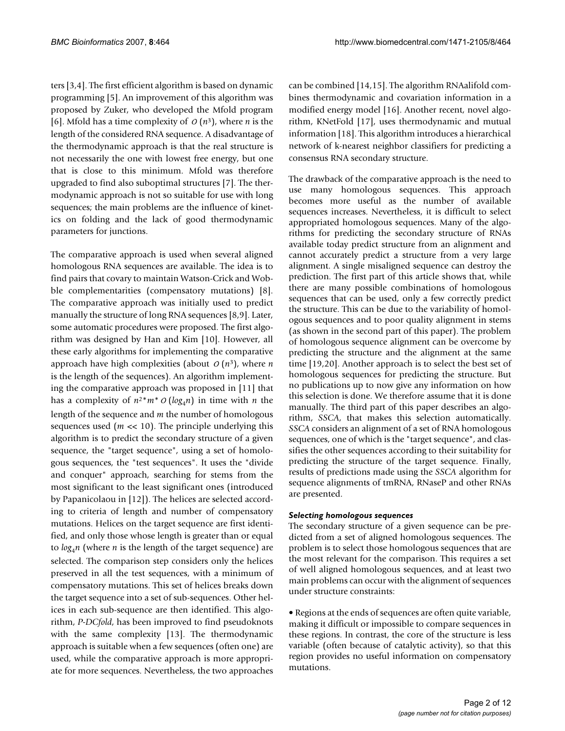ters [3,4]. The first efficient algorithm is based on dynamic programming [5]. An improvement of this algorithm was proposed by Zuker, who developed the Mfold program [6]. Mfold has a time complexity of $O(n^3)$, where *n* is the length of the considered RNA sequence. A disadvantage of the thermodynamic approach is that the real structure is not necessarily the one with lowest free energy, but one that is close to this minimum. Mfold was therefore upgraded to find also suboptimal structures [7]. The thermodynamic approach is not so suitable for use with long sequences; the main problems are the influence of kinetics on folding and the lack of good thermodynamic parameters for junctions.

The comparative approach is used when several aligned homologous RNA sequences are available. The idea is to find pairs that covary to maintain Watson-Crick and Wobble complementarities (compensatory mutations) [8]. The comparative approach was initially used to predict manually the structure of long RNA sequences [8,9]. Later, some automatic procedures were proposed. The first algorithm was designed by Han and Kim [10]. However, all these early algorithms for implementing the comparative approach have high complexities (about $O(n^3)$, where *n* is the length of the sequences). An algorithm implementing the comparative approach was proposed in [11] that has a complexity of $n^2 * m * O(\log_4 n)$ in time with *n* the length of the sequence and *m* the number of homologous sequences used ($m << 10$). The principle underlying this algorithm is to predict the secondary structure of a given sequence, the "target sequence", using a set of homologous sequences, the "test sequences". It uses the "divide and conquer" approach, searching for stems from the most significant to the least significant ones (introduced by Papanicolaou in [12]). The helices are selected according to criteria of length and number of compensatory mutations. Helices on the target sequence are first identified, and only those whose length is greater than or equal to $\log_4 n$ (where *n* is the length of the target sequence) are selected. The comparison step considers only the helices preserved in all the test sequences, with a minimum of compensatory mutations. This set of helices breaks down the target sequence into a set of sub-sequences. Other helices in each sub-sequence are then identified. This algorithm, *P-DCfold*, has been improved to find pseudoknots with the same complexity [13]. The thermodynamic approach is suitable when a few sequences (often one) are used, while the comparative approach is more appropriate for more sequences. Nevertheless, the two approaches can be combined [14,15]. The algorithm RNAalifold combines thermodynamic and covariation information in a modified energy model [16]. Another recent, novel algorithm, KNetFold [17], uses thermodynamic and mutual information [18]. This algorithm introduces a hierarchical network of k-nearest neighbor classifiers for predicting a consensus RNA secondary structure.

The drawback of the comparative approach is the need to use many homologous sequences. This approach becomes more useful as the number of available sequences increases. Nevertheless, it is difficult to select appropriated homologous sequences. Many of the algorithms for predicting the secondary structure of RNAs available today predict structure from an alignment and cannot accurately predict a structure from a very large alignment. A single misaligned sequence can destroy the prediction. The first part of this article shows that, while there are many possible combinations of homologous sequences that can be used, only a few correctly predict the structure. This can be due to the variability of homologous sequences and to poor quality alignment in stems (as shown in the second part of this paper). The problem of homologous sequence alignment can be overcome by predicting the structure and the alignment at the same time [19,20]. Another approach is to select the best set of homologous sequences for predicting the structure. But no publications up to now give any information on how this selection is done. We therefore assume that it is done manually. The third part of this paper describes an algorithm, *SSCA*, that makes this selection automatically. *SSCA* considers an alignment of a set of RNA homologous sequences, one of which is the "target sequence", and classifies the other sequences according to their suitability for predicting the structure of the target sequence. Finally, results of predictions made using the *SSCA* algorithm for sequence alignments of tmRNA, RNaseP and other RNAs are presented.

### *Selecting homologous sequences*

The secondary structure of a given sequence can be predicted from a set of aligned homologous sequences. The problem is to select those homologous sequences that are the most relevant for the comparison. This requires a set of well aligned homologous sequences, and at least two main problems can occur with the alignment of sequences under structure constraints:

- Regions at the ends of sequences are often quite variable, making it difficult or impossible to compare sequences in these regions. In contrast, the core of the structure is less variable (often because of catalytic activity), so that this region provides no useful information on compensatory mutations.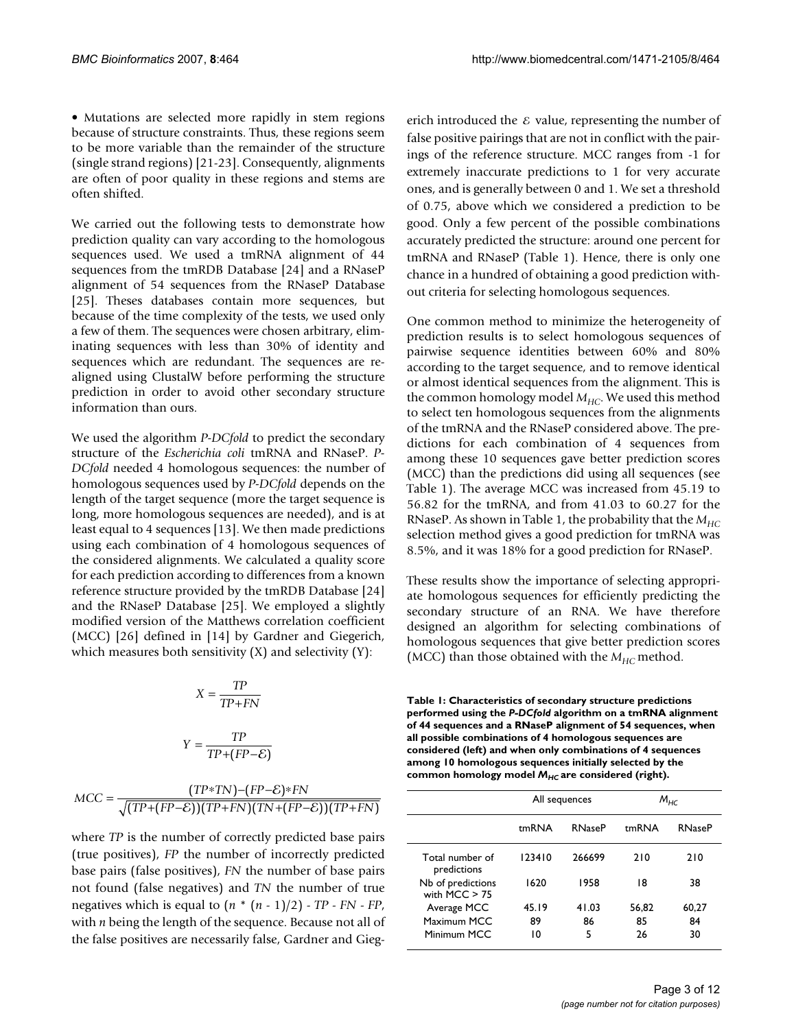• Mutations are selected more rapidly in stem regions because of structure constraints. Thus, these regions seem to be more variable than the remainder of the structure (single strand regions) [21-23]. Consequently, alignments are often of poor quality in these regions and stems are often shifted.

We carried out the following tests to demonstrate how prediction quality can vary according to the homologous sequences used. We used a tmRNA alignment of 44 sequences from the tmRDB Database [24] and a RNaseP alignment of 54 sequences from the RNaseP Database [25]. Theses databases contain more sequences, but because of the time complexity of the tests, we used only a few of them. The sequences were chosen arbitrary, eliminating sequences with less than 30% of identity and sequences which are redundant. The sequences are re-aligned using ClustalW before performing the structure prediction in order to avoid other secondary structure information than ours.

We used the algorithm *P-DCfold* to predict the secondary structure of the *Escherichia coli* tmRNA and RNaseP. *P-DCfold* needed 4 homologous sequences: the number of homologous sequences used by *P-DCfold* depends on the length of the target sequence (more the target sequence is long, more homologous sequences are needed), and is at least equal to 4 sequences [13]. We then made predictions using each combination of 4 homologous sequences of the considered alignments. We calculated a quality score for each prediction according to differences from a known reference structure provided by the tmRDB Database [24] and the RNaseP Database [25]. We employed a slightly modified version of the Matthews correlation coefficient (MCC) [26] defined in [14] by Gardner and Giegerich, which measures both sensitivity (X) and selectivity (Y):

$$X = \frac{TP}{TP+FN}$$

$$Y = \frac{TP}{TP+(FP-\mathcal{E})}$$

$$MCC = \frac{(TP*TN)-(FP-\mathcal{E})*FN}{\sqrt{(TP+(FP-\mathcal{E}))(TP+FN)(TN+(FP-\mathcal{E}))(TP+FN)}}$$

where $TP$ is the number of correctly predicted base pairs (true positives), $FP$ the number of incorrectly predicted base pairs (false positives), $FN$ the number of base pairs not found (false negatives) and $TN$ the number of true negatives which is equal to $(n * (n - 1)/2) - TP - FN - FP$, with $n$ being the length of the sequence. Because not all of the false positives are necessarily false, Gardner and Giegerich introduced the $\mathcal{E}$ value, representing the number of false positive pairings that are not in conflict with the pairings of the reference structure. MCC ranges from -1 for extremely inaccurate predictions to 1 for very accurate ones, and is generally between 0 and 1. We set a threshold of 0.75, above which we considered a prediction to be good. Only a few percent of the possible combinations accurately predicted the structure: around one percent for tmRNA and RNaseP (Table 1). Hence, there is only one chance in a hundred of obtaining a good prediction without criteria for selecting homologous sequences.

One common method to minimize the heterogeneity of prediction results is to select homologous sequences of pairwise sequence identities between 60% and 80% according to the target sequence, and to remove identical or almost identical sequences from the alignment. This is the common homology model $M_{HC}$. We used this method to select ten homologous sequences from the alignments of the tmRNA and the RNaseP considered above. The predictions for each combination of 4 sequences from among these 10 sequences gave better prediction scores (MCC) than the predictions did using all sequences (see Table 1). The average MCC was increased from 45.19 to 56.82 for the tmRNA, and from 41.03 to 60.27 for the RNaseP. As shown in Table 1, the probability that the $M_{HC}$ selection method gives a good prediction for tmRNA was 8.5%, and it was 18% for a good prediction for RNaseP.

These results show the importance of selecting appropriate homologous sequences for efficiently predicting the secondary structure of an RNA. We have therefore designed an algorithm for selecting combinations of homologous sequences that give better prediction scores (MCC) than those obtained with the $M_{HC}$ method.

**Table 1: Characteristics of secondary structure predictions performed using the *P-DCfold* algorithm on a tmRNA alignment of 44 sequences and a RNaseP alignment of 54 sequences, when all possible combinations of 4 homologous sequences are considered (left) and when only combinations of 4 sequences among 10 homologous sequences initially selected by the common homology model $M_{HC}$ are considered (right).**

| | All sequences | | $M_{HC}$ | |
|---|---|---|---|---|
| | tmRNA | RNaseP | tmRNA | RNaseP |
| Total number of predictions | 123410 | 266699 | 210 | 210 |
| Nb of predictions with MCC > 75 | 1620 | 1958 | 18 | 38 |
| Average MCC | 45.19 | 41.03 | 56,82 | 60,27 |
| Maximum MCC | 89 | 86 | 85 | 84 |
| Minimum MCC | 10 | 5 | 26 | 30 |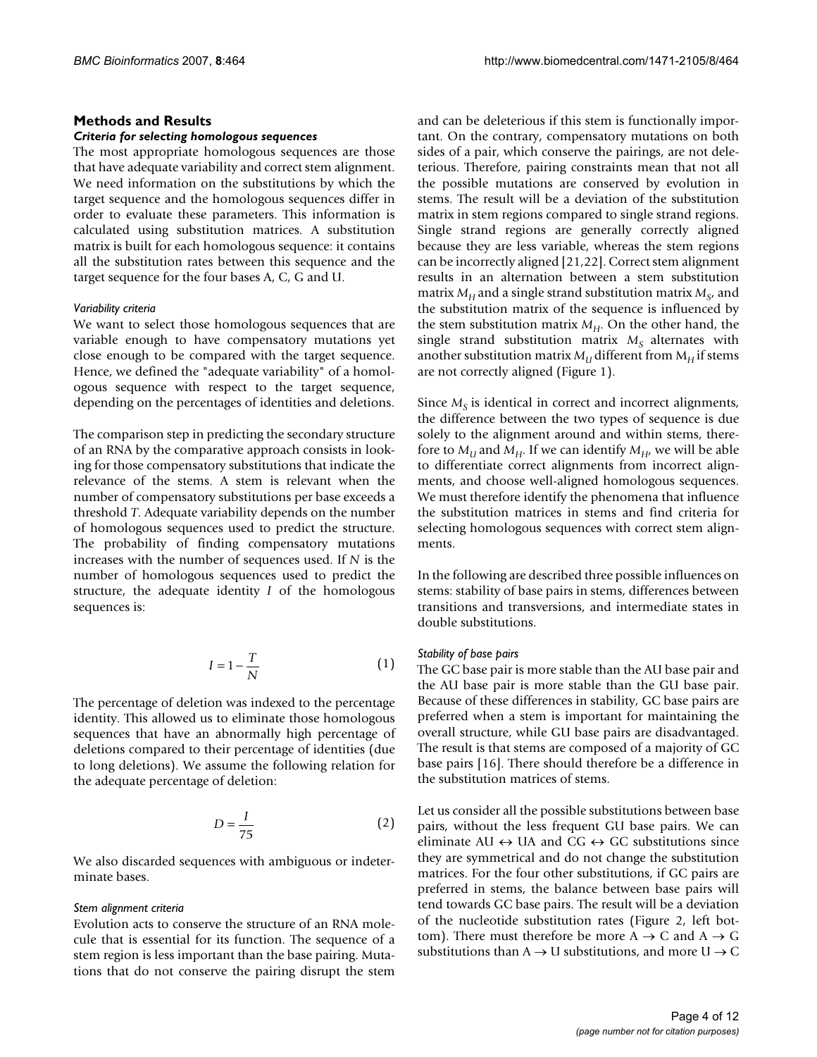## Methods and Results

### *Criteria for selecting homologous sequences*

The most appropriate homologous sequences are those that have adequate variability and correct stem alignment. We need information on the substitutions by which the target sequence and the homologous sequences differ in order to evaluate these parameters. This information is calculated using substitution matrices. A substitution matrix is built for each homologous sequence: it contains all the substitution rates between this sequence and the target sequence for the four bases A, C, G and U.

#### *Variability criteria*

We want to select those homologous sequences that are variable enough to have compensatory mutations yet close enough to be compared with the target sequence. Hence, we defined the "adequate variability" of a homologous sequence with respect to the target sequence, depending on the percentages of identities and deletions.

The comparison step in predicting the secondary structure of an RNA by the comparative approach consists in looking for those compensatory substitutions that indicate the relevance of the stems. A stem is relevant when the number of compensatory substitutions per base exceeds a threshold $T$. Adequate variability depends on the number of homologous sequences used to predict the structure. The probability of finding compensatory mutations increases with the number of sequences used. If $N$ is the number of homologous sequences used to predict the structure, the adequate identity $I$ of the homologous sequences is:

$$I = 1 - \frac{T}{N} \tag{1}$$

The percentage of deletion was indexed to the percentage identity. This allowed us to eliminate those homologous sequences that have an abnormally high percentage of deletions compared to their percentage of identities (due to long deletions). We assume the following relation for the adequate percentage of deletion:

$$D = \frac{I}{75} \tag{2}$$

We also discarded sequences with ambiguous or indeterminate bases.

#### *Stem alignment criteria*

Evolution acts to conserve the structure of an RNA molecule that is essential for its function. The sequence of a stem region is less important than the base pairing. Mutations that do not conserve the pairing disrupt the stem and can be deleterious if this stem is functionally important. On the contrary, compensatory mutations on both sides of a pair, which conserve the pairings, are not deleterious. Therefore, pairing constraints mean that not all the possible mutations are conserved by evolution in stems. The result will be a deviation of the substitution matrix in stem regions compared to single strand regions. Single strand regions are generally correctly aligned because they are less variable, whereas the stem regions can be incorrectly aligned [21,22]. Correct stem alignment results in an alternation between a stem substitution matrix $M_H$ and a single strand substitution matrix $M_S$, and the substitution matrix of the sequence is influenced by the stem substitution matrix $M_H$. On the other hand, the single strand substitution matrix $M_S$ alternates with another substitution matrix $M_U$ different from $M_H$ if stems are not correctly aligned (Figure 1).

Since $M_S$ is identical in correct and incorrect alignments, the difference between the two types of sequence is due solely to the alignment around and within stems, therefore to $M_U$ and $M_H$. If we can identify $M_H$, we will be able to differentiate correct alignments from incorrect alignments, and choose well-aligned homologous sequences. We must therefore identify the phenomena that influence the substitution matrices in stems and find criteria for selecting homologous sequences with correct stem alignments.

In the following are described three possible influences on stems: stability of base pairs in stems, differences between transitions and transversions, and intermediate states in double substitutions.

#### *Stability of base pairs*

The GC base pair is more stable than the AU base pair and the AU base pair is more stable than the GU base pair. Because of these differences in stability, GC base pairs are preferred when a stem is important for maintaining the overall structure, while GU base pairs are disadvantaged. The result is that stems are composed of a majority of GC base pairs [16]. There should therefore be a difference in the substitution matrices of stems.

Let us consider all the possible substitutions between base pairs, without the less frequent GU base pairs. We can eliminate AU $\leftrightarrow$ UA and CG $\leftrightarrow$ GC substitutions since they are symmetrical and do not change the substitution matrices. For the four other substitutions, if GC pairs are preferred in stems, the balance between base pairs will tend towards GC base pairs. The result will be a deviation of the nucleotide substitution rates (Figure 2, left bottom). There must therefore be more A $\rightarrow$ C and A $\rightarrow$ G substitutions than A $\rightarrow$ U substitutions, and more U $\rightarrow$ C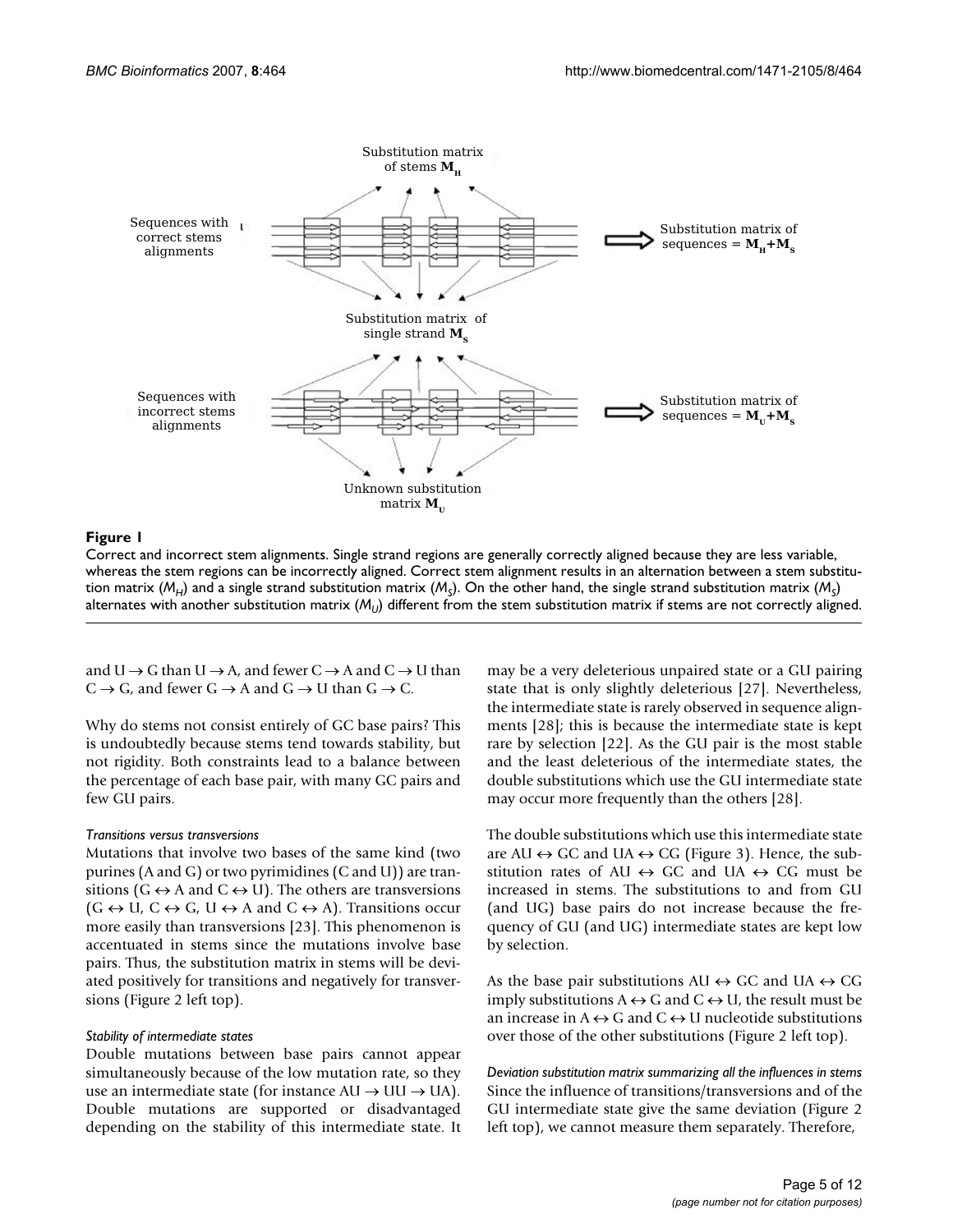**Figure 1**

Correct and incorrect stem alignments. Single strand regions are generally correctly aligned because they are less variable, whereas the stem regions can be incorrectly aligned. Correct stem alignment results in an alternation between a stem substitution matrix ($M_H$) and a single strand substitution matrix ($M_S$). On the other hand, the single strand substitution matrix ($M_S$) alternates with another substitution matrix ($M_U$) different from the stem substitution matrix if stems are not correctly aligned.

and U → G than U → A, and fewer C → A and C → U than C → G, and fewer G → A and G → U than G → C.

Why do stems not consist entirely of GC base pairs? This is undoubtedly because stems tend towards stability, but not rigidity. Both constraints lead to a balance between the percentage of each base pair, with many GC pairs and few GU pairs.

*Transitions versus transversions*

Mutations that involve two bases of the same kind (two purines (A and G) or two pyrimidines (C and U)) are transitions (G ↔ A and C ↔ U). The others are transversions (G ↔ U, C ↔ G, U ↔ A and C ↔ A). Transitions occur more easily than transversions [23]. This phenomenon is accentuated in stems since the mutations involve base pairs. Thus, the substitution matrix in stems will be deviated positively for transitions and negatively for transversions (Figure 2 left top).

*Stability of intermediate states*

Double mutations between base pairs cannot appear simultaneously because of the low mutation rate, so they use an intermediate state (for instance AU → UU → UA). Double mutations are supported or disadvantaged depending on the stability of this intermediate state. It may be a very deleterious unpaired state or a GU pairing state that is only slightly deleterious [27]. Nevertheless, the intermediate state is rarely observed in sequence alignments [28]; this is because the intermediate state is kept rare by selection [22]. As the GU pair is the most stable and the least deleterious of the intermediate states, the double substitutions which use the GU intermediate state may occur more frequently than the others [28].

The double substitutions which use this intermediate state are AU ↔ GC and UA ↔ CG (Figure 3). Hence, the substitution rates of AU ↔ GC and UA ↔ CG must be increased in stems. The substitutions to and from GU (and UG) base pairs do not increase because the frequency of GU (and UG) intermediate states are kept low by selection.

As the base pair substitutions AU ↔ GC and UA ↔ CG imply substitutions A ↔ G and C ↔ U, the result must be an increase in A ↔ G and C ↔ U nucleotide substitutions over those of the other substitutions (Figure 2 left top).

*Deviation substitution matrix summarizing all the influences in stems*

Since the influence of transitions/transversions and of the GU intermediate state give the same deviation (Figure 2 left top), we cannot measure them separately. Therefore,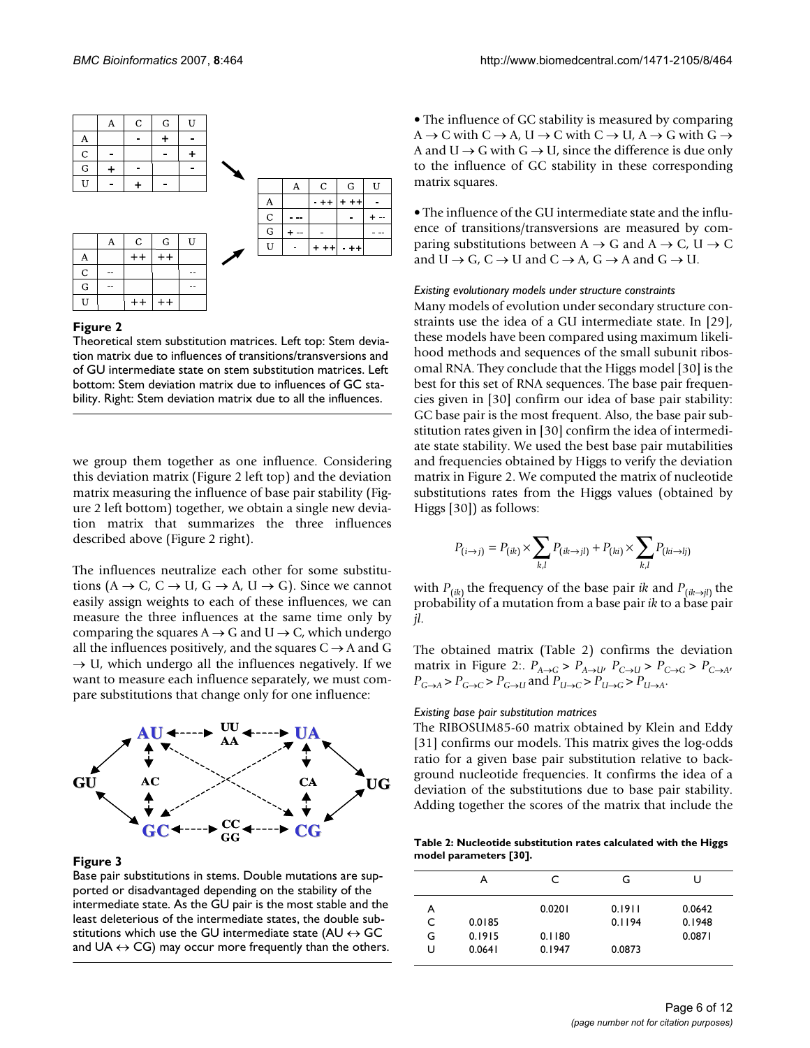|   | A | C | G | U |
|---|---|---|---|---|
| A |   | - | + | - |
| C | - |   | - | + |
| G | + | - |   | - |
| U | - | + | - |   |

|   | A | C | G | U |
|---|---|---|---|---|
| A |   | ++ | ++ |   |
| C | -- |   |   | -- |
| G | -- |   |   | -- |
| U |   | ++ | ++ |   |

|   | A | C | G | U |
|---|---|---|---|---|
| A |   | - ++ | + ++ | - |
| C | - -- |   | - | + -- |
| G | + -- | - |   | - -- |
| U | - | + ++ | - ++ |   |

**Figure 2**

Theoretical stem substitution matrices. Left top: Stem deviation matrix due to influences of transitions/transversions and of GU intermediate state on stem substitution matrices. Left bottom: Stem deviation matrix due to influences of GC stability. Right: Stem deviation matrix due to all the influences.

we group them together as one influence. Considering this deviation matrix (Figure 2 left top) and the deviation matrix measuring the influence of base pair stability (Figure 2 left bottom) together, we obtain a single new deviation matrix that summarizes the three influences described above (Figure 2 right).

The influences neutralize each other for some substitutions (A → C, C → U, G → A, U → G). Since we cannot easily assign weights to each of these influences, we can measure the three influences at the same time only by comparing the squares A → G and U → C, which undergo all the influences positively, and the squares C → A and G → U, which undergo all the influences negatively. If we want to measure each influence separately, we must compare substitutions that change only for one influence:

- The influence of GC stability is measured by comparing A → C with C → A, U → C with C → U, A → G with G → A and U → G with G → U, since the difference is due only to the influence of GC stability in these corresponding matrix squares.

- The influence of the GU intermediate state and the influence of transitions/transversions are measured by comparing substitutions between A → G and A → C, U → C and U → G, C → U and C → A, G → A and G → U.

**Figure 3**

Base pair substitutions in stems. Double mutations are supported or disadvantaged depending on the stability of the intermediate state. As the GU pair is the most stable and the least deleterious of the intermediate states, the double substitutions which use the GU intermediate state (AU ↔ GC and UA ↔ CG) may occur more frequently than the others.

#### *Existing evolutionary models under structure constraints*

Many models of evolution under secondary structure constraints use the idea of a GU intermediate state. In [29], these models have been compared using maximum likelihood methods and sequences of the small subunit ribosomal RNA. They conclude that the Higgs model [30] is the best for this set of RNA sequences. The base pair frequencies given in [30] confirm our idea of base pair stability: GC base pair is the most frequent. Also, the base pair substitution rates given in [30] confirm the idea of intermediate state stability. We used the best base pair mutabilities and frequencies obtained by Higgs to verify the deviation matrix in Figure 2. We computed the matrix of nucleotide substitutions rates from the Higgs values (obtained by Higgs [30]) as follows:

$$P_{(i \to j)} = P_{(ik)} \times \sum_{k,l} P_{(ik \to jl)} + P_{(ki)} \times \sum_{k,l} P_{(ki \to lj)}$$

with $P_{(ik)}$ the frequency of the base pair *ik* and $P_{(ik \to jl)}$ the probability of a mutation from a base pair *ik* to a base pair *jl*.

The obtained matrix (Table 2) confirms the deviation matrix in Figure 2:. $P_{A \to G} > P_{A \to U}$, $P_{C \to U} > P_{C \to G} > P_{C \to A}$, $P_{G \to A} > P_{G \to C} > P_{G \to U}$ and $P_{U \to C} > P_{U \to G} > P_{U \to A}$.

#### *Existing base pair substitution matrices*

The RIBOSUM85-60 matrix obtained by Klein and Eddy [31] confirms our models. This matrix gives the log-odds ratio for a given base pair substitution relative to background nucleotide frequencies. It confirms the idea of a deviation of the substitutions due to base pair stability. Adding together the scores of the matrix that include the

**Table 2: Nucleotide substitution rates calculated with the Higgs model parameters [30].**

|   | A | C | G | U |
|---|---|---|---|---|
| A |   | 0.0201 | 0.1911 | 0.0642 |
| C | 0.0185 |   | 0.1194 | 0.1948 |
| G | 0.1915 | 0.1180 |   | 0.0871 |
| U | 0.0641 | 0.1947 | 0.0873 |   |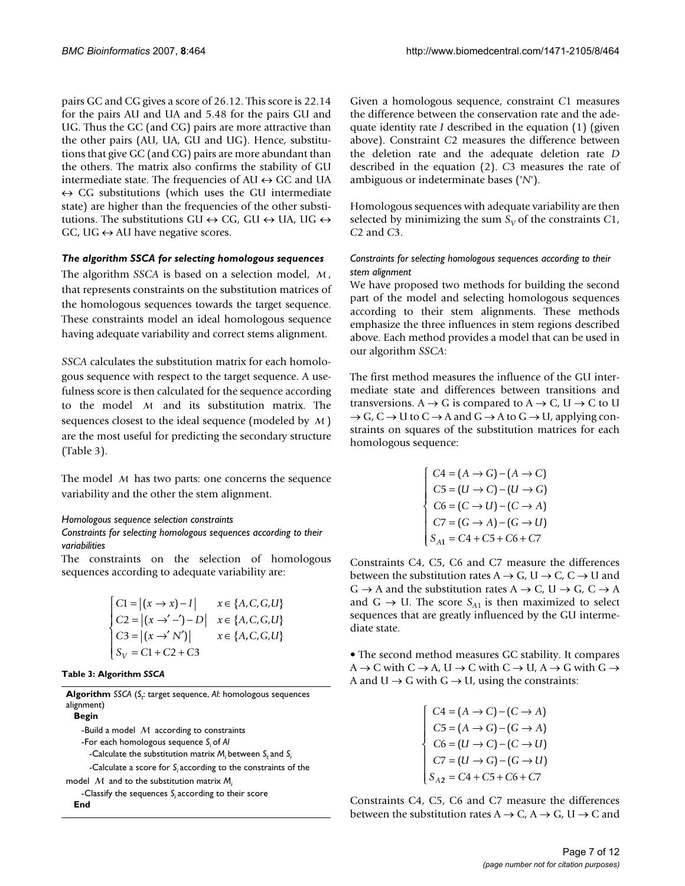pairs GC and CG gives a score of 26.12. This score is 22.14 for the pairs AU and UA and 5.48 for the pairs GU and UG. Thus the GC (and CG) pairs are more attractive than the other pairs (AU, UA, GU and UG). Hence, substitutions that give GC (and CG) pairs are more abundant than the others. The matrix also confirms the stability of GU intermediate state. The frequencies of AU ↔ GC and UA ↔ CG substitutions (which uses the GU intermediate state) are higher than the frequencies of the other substitutions. The substitutions GU ↔ CG, GU ↔ UA, UG ↔ GC, UG ↔ AU have negative scores.

### *The algorithm SSCA for selecting homologous sequences*

The algorithm *SSCA* is based on a selection model, $\mathcal{M}$, that represents constraints on the substitution matrices of the homologous sequences towards the target sequence. These constraints model an ideal homologous sequence having adequate variability and correct stems alignment.

*SSCA* calculates the substitution matrix for each homologous sequence with respect to the target sequence. A usefulness score is then calculated for the sequence according to the model $\mathcal{M}$ and its substitution matrix. The sequences closest to the ideal sequence (modeled by $\mathcal{M}$) are the most useful for predicting the secondary structure (Table 3).

The model $\mathcal{M}$ has two parts: one concerns the sequence variability and the other the stem alignment.

#### *Homologous sequence selection constraints*

#### *Constraints for selecting homologous sequences according to their variabilities*

The constraints on the selection of homologous sequences according to adequate variability are:

$$
\begin{cases}
C1 = \left|(x \to x) - I\right| & x \in \{A, C, G, U\} \\
C2 = \left|(x \to' -') - D\right| & x \in \{A, C, G, U\} \\
C3 = \left|(x \to' N')\right| & x \in \{A, C, G, U\} \\
S_V = C1 + C2 + C3
\end{cases}
$$

**Table 3: Algorithm *SSCA***

```
Algorithm SSCA (S_t: target sequence, Al: homologous sequences alignment)
  Begin
    -Build a model M according to constraints
    -For each homologous sequence S_i of Al
      -Calculate the substitution matrix M_i between S_t and S_i
      -Calculate a score for S_i according to the constraints of the model M and to the substitution matrix M_i
    -Classify the sequences S_i according to their score
  End
```

Given a homologous sequence, constraint *C*1 measures the difference between the conservation rate and the adequate identity rate *I* described in the equation (1) (given above). Constraint *C*2 measures the difference between the deletion rate and the adequate deletion rate *D* described in the equation (2). *C*3 measures the rate of ambiguous or indeterminate bases ('*N*').

Homologous sequences with adequate variability are then selected by minimizing the sum $S_V$ of the constraints *C*1, *C*2 and *C*3.

#### *Constraints for selecting homologous sequences according to their stem alignment*

We have proposed two methods for building the second part of the model and selecting homologous sequences according to their stem alignments. These methods emphasize the three influences in stem regions described above. Each method provides a model that can be used in our algorithm *SSCA*:

The first method measures the influence of the GU intermediate state and differences between transitions and transversions. A → G is compared to A → C, U → C to U → G, C → U to C → A and G → A to G → U, applying constraints on squares of the substitution matrices for each homologous sequence:

$$
\begin{cases}
C4 = (A \to G) - (A \to C) \\
C5 = (U \to C) - (U \to G) \\
C6 = (C \to U) - (C \to A) \\
C7 = (G \to A) - (G \to U) \\
S_{A1} = C4 + C5 + C6 + C7
\end{cases}
$$

Constraints C4, C5, C6 and C7 measure the differences between the substitution rates A → G, U → C, C → U and G → A and the substitution rates A → C, U → G, C → A and G → U. The score $S_{A1}$ is then maximized to select sequences that are greatly influenced by the GU intermediate state.

- The second method measures GC stability. It compares A → C with C → A, U → C with C → U, A → G with G → A and U → G with G → U, using the constraints:

$$
\begin{cases}
C4 = (A \to C) - (C \to A) \\
C5 = (A \to G) - (G \to A) \\
C6 = (U \to C) - (C \to U) \\
C7 = (U \to G) - (G \to U) \\
S_{A2} = C4 + C5 + C6 + C7
\end{cases}
$$

Constraints C4, C5, C6 and C7 measure the differences between the substitution rates A → C, A → G, U → C and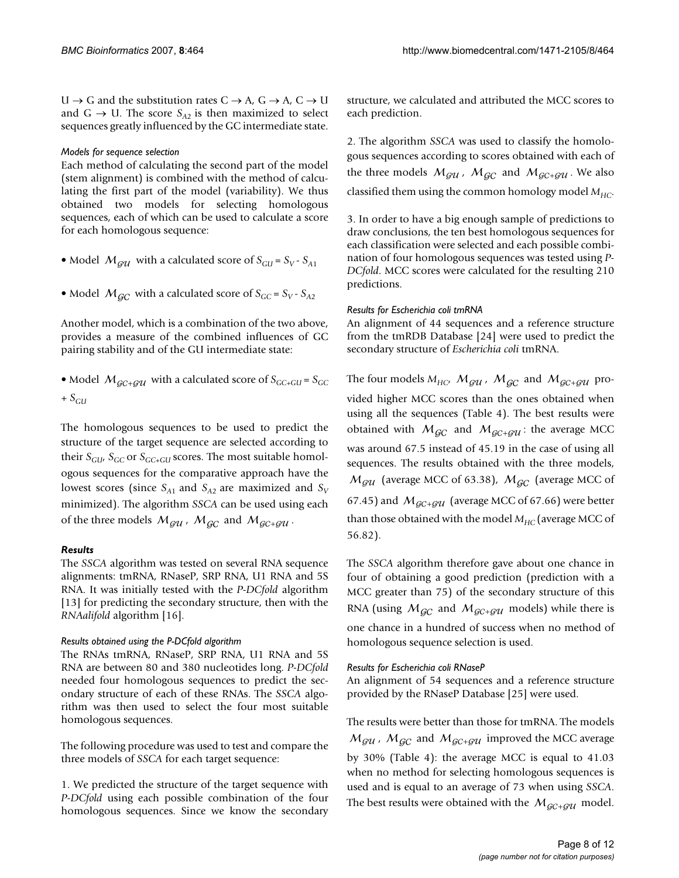$U \rightarrow G$ and the substitution rates $C \rightarrow A$, $G \rightarrow A$, $C \rightarrow U$ and $G \rightarrow U$. The score $S_{A2}$ is then maximized to select sequences greatly influenced by the GC intermediate state.

#### *Models for sequence selection*

Each method of calculating the second part of the model (stem alignment) is combined with the method of calculating the first part of the model (variability). We thus obtained two models for selecting homologous sequences, each of which can be used to calculate a score for each homologous sequence:

- Model $\mathcal{M}_{\mathcal{GU}}$ with a calculated score of $S_{GU} = S_V - S_{A1}$
- Model $\mathcal{M}_{\mathcal{GC}}$ with a calculated score of $S_{GC} = S_V - S_{A2}$

Another model, which is a combination of the two above, provides a measure of the combined influences of GC pairing stability and of the GU intermediate state:

- Model $\mathcal{M}_{\mathcal{GC}+\mathcal{GU}}$ with a calculated score of $S_{GC+GU} = S_{GC} + S_{GU}$

The homologous sequences to be used to predict the structure of the target sequence are selected according to their $S_{GU}$, $S_{GC}$ or $S_{GC+GU}$ scores. The most suitable homologous sequences for the comparative approach have the lowest scores (since $S_{A1}$ and $S_{A2}$ are maximized and $S_V$ minimized). The algorithm *SSCA* can be used using each of the three models $\mathcal{M}_{\mathcal{GU}}$, $\mathcal{M}_{\mathcal{GC}}$ and $\mathcal{M}_{\mathcal{GC}+\mathcal{GU}}$.

### *Results*

The *SSCA* algorithm was tested on several RNA sequence alignments: tmRNA, RNaseP, SRP RNA, U1 RNA and 5S RNA. It was initially tested with the *P-DCfold* algorithm [13] for predicting the secondary structure, then with the *RNAalifold* algorithm [16].

#### *Results obtained using the P-DCfold algorithm*

The RNAs tmRNA, RNaseP, SRP RNA, U1 RNA and 5S RNA are between 80 and 380 nucleotides long. *P-DCfold* needed four homologous sequences to predict the secondary structure of each of these RNAs. The *SSCA* algorithm was then used to select the four most suitable homologous sequences.

The following procedure was used to test and compare the three models of *SSCA* for each target sequence:

1. We predicted the structure of the target sequence with *P-DCfold* using each possible combination of the four homologous sequences. Since we know the secondary structure, we calculated and attributed the MCC scores to each prediction.

2. The algorithm *SSCA* was used to classify the homologous sequences according to scores obtained with each of the three models $\mathcal{M}_{\mathcal{GU}}$, $\mathcal{M}_{\mathcal{GC}}$ and $\mathcal{M}_{\mathcal{GC}+\mathcal{GU}}$. We also classified them using the common homology model $M_{HC}$.

3. In order to have a big enough sample of predictions to draw conclusions, the ten best homologous sequences for each classification were selected and each possible combination of four homologous sequences was tested using *P-DCfold*. MCC scores were calculated for the resulting 210 predictions.

#### *Results for Escherichia coli tmRNA*

An alignment of 44 sequences and a reference structure from the tmRDB Database [24] were used to predict the secondary structure of *Escherichia coli* tmRNA.

The four models $M_{HC}$, $\mathcal{M}_{\mathcal{GU}}$, $\mathcal{M}_{\mathcal{GC}}$ and $\mathcal{M}_{\mathcal{GC}+\mathcal{GU}}$ provided higher MCC scores than the ones obtained when using all the sequences (Table 4). The best results were obtained with $\mathcal{M}_{\mathcal{GC}}$ and $\mathcal{M}_{\mathcal{GC}+\mathcal{GU}}$: the average MCC was around 67.5 instead of 45.19 in the case of using all sequences. The results obtained with the three models, $\mathcal{M}_{\mathcal{GU}}$ (average MCC of 63.38), $\mathcal{M}_{\mathcal{GC}}$ (average MCC of 67.45) and $\mathcal{M}_{\mathcal{GC}+\mathcal{GU}}$ (average MCC of 67.66) were better than those obtained with the model $M_{HC}$ (average MCC of 56.82).

The *SSCA* algorithm therefore gave about one chance in four of obtaining a good prediction (prediction with a MCC greater than 75) of the secondary structure of this RNA (using $\mathcal{M}_{\mathcal{GC}}$ and $\mathcal{M}_{\mathcal{GC}+\mathcal{GU}}$ models) while there is one chance in a hundred of success when no method of homologous sequence selection is used.

#### *Results for Escherichia coli RNaseP*

An alignment of 54 sequences and a reference structure provided by the RNaseP Database [25] were used.

The results were better than those for tmRNA. The models $\mathcal{M}_{\mathcal{GU}}$, $\mathcal{M}_{\mathcal{GC}}$ and $\mathcal{M}_{\mathcal{GC}+\mathcal{GU}}$ improved the MCC average by 30% (Table 4): the average MCC is equal to 41.03 when no method for selecting homologous sequences is used and is equal to an average of 73 when using *SSCA*. The best results were obtained with the $\mathcal{M}_{\mathcal{GC}+\mathcal{GU}}$ model.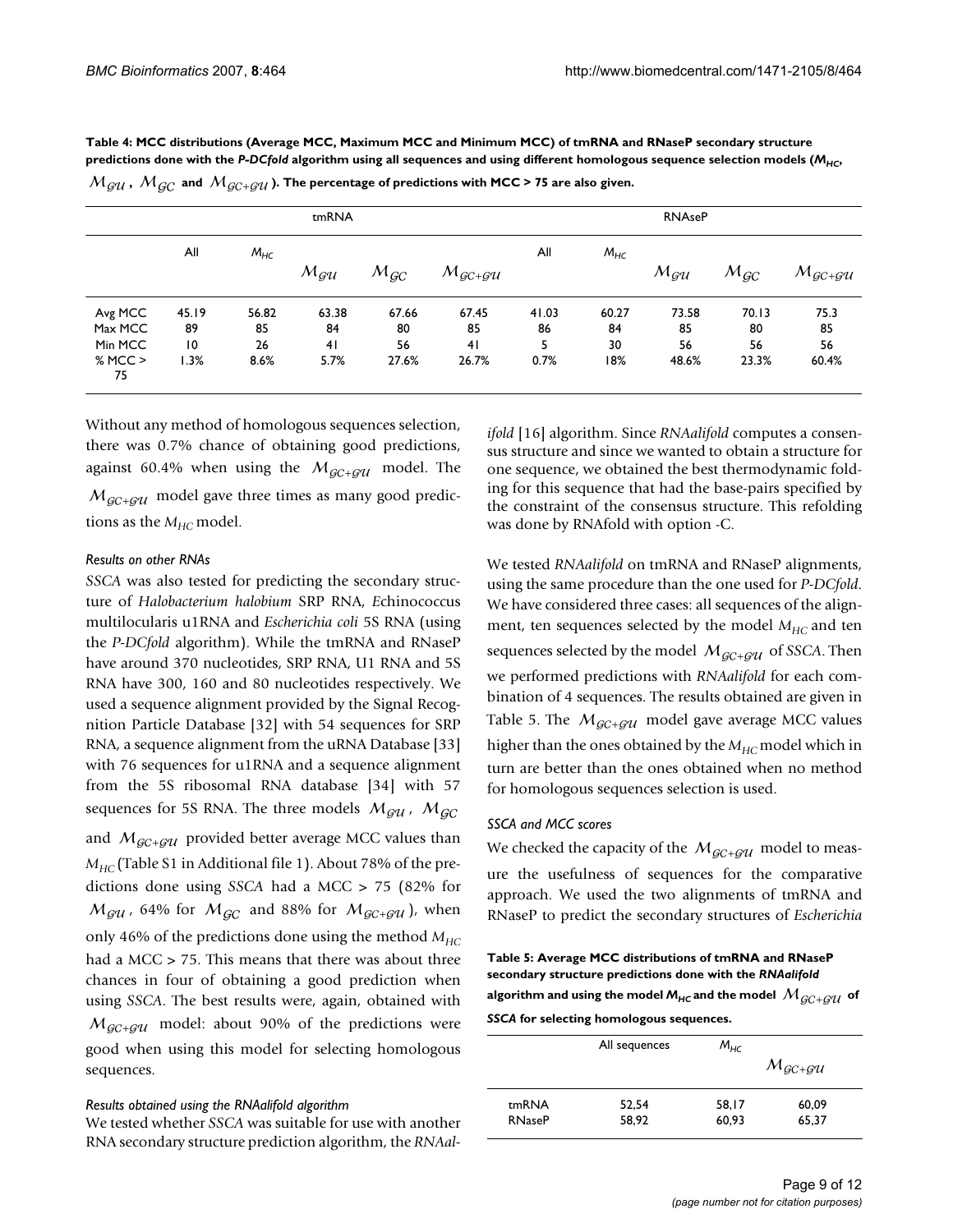**Table 4: MCC distributions (Average MCC, Maximum MCC and Minimum MCC) of tmRNA and RNaseP secondary structure predictions done with the *P-DCfold* algorithm using all sequences and using different homologous sequence selection models ($M_{HC}$, $\mathcal{M}_{\mathcal{GU}}$, $\mathcal{M}_{\mathcal{GC}}$ and $\mathcal{M}_{\mathcal{GC}+\mathcal{GU}}$). The percentage of predictions with MCC > 75 are also given.**

| | tmRNA | | | | | RNAseP | | | | |
|---|---|---|---|---|---|---|---|---|---|---|
| | All | $M_{HC}$ | $\mathcal{M}_{\mathcal{GU}}$ | $\mathcal{M}_{\mathcal{GC}}$ | $\mathcal{M}_{\mathcal{GC}+\mathcal{GU}}$ | All | $M_{HC}$ | $\mathcal{M}_{\mathcal{GU}}$ | $\mathcal{M}_{\mathcal{GC}}$ | $\mathcal{M}_{\mathcal{GC}+\mathcal{GU}}$ |
| Avg MCC | 45.19 | 56.82 | 63.38 | 67.66 | 67.45 | 41.03 | 60.27 | 73.58 | 70.13 | 75.3 |
| Max MCC | 89 | 85 | 84 | 80 | 85 | 86 | 84 | 85 | 80 | 85 |
| Min MCC | 10 | 26 | 41 | 56 | 41 | 5 | 30 | 56 | 56 | 56 |
| % MCC > 75 | 1.3% | 8.6% | 5.7% | 27.6% | 26.7% | 0.7% | 18% | 48.6% | 23.3% | 60.4% |

Without any method of homologous sequences selection, there was 0.7% chance of obtaining good predictions, against 60.4% when using the $\mathcal{M}_{\mathcal{GC}+\mathcal{GU}}$ model. The $\mathcal{M}_{\mathcal{GC}+\mathcal{GU}}$ model gave three times as many good predictions as the $M_{HC}$ model.

### *Results on other RNAs*

*SSCA* was also tested for predicting the secondary structure of *Halobacterium halobium* SRP RNA, *E*chinococcus multilocularis u1RNA and *Escherichia coli* 5S RNA (using the *P-DCfold* algorithm). While the tmRNA and RNaseP have around 370 nucleotides, SRP RNA, U1 RNA and 5S RNA have 300, 160 and 80 nucleotides respectively. We used a sequence alignment provided by the Signal Recognition Particle Database [32] with 54 sequences for SRP RNA, a sequence alignment from the uRNA Database [33] with 76 sequences for u1RNA and a sequence alignment from the 5S ribosomal RNA database [34] with 57 sequences for 5S RNA. The three models $\mathcal{M}_{\mathcal{GU}}$, $\mathcal{M}_{\mathcal{GC}}$ and $\mathcal{M}_{\mathcal{GC}+\mathcal{GU}}$ provided better average MCC values than $M_{HC}$ (Table S1 in Additional file 1). About 78% of the predictions done using *SSCA* had a MCC > 75 (82% for $\mathcal{M}_{\mathcal{GU}}$, 64% for $\mathcal{M}_{\mathcal{GC}}$ and 88% for $\mathcal{M}_{\mathcal{GC}+\mathcal{GU}}$), when only 46% of the predictions done using the method $M_{HC}$ had a MCC > 75. This means that there was about three chances in four of obtaining a good prediction when using *SSCA*. The best results were, again, obtained with $\mathcal{M}_{\mathcal{GC}+\mathcal{GU}}$ model: about 90% of the predictions were good when using this model for selecting homologous sequences.

### *Results obtained using the RNAalifold algorithm*

We tested whether *SSCA* was suitable for use with another RNA secondary structure prediction algorithm, the *RNAalifold* [16] algorithm. Since *RNAalifold* computes a consensus structure and since we wanted to obtain a structure for one sequence, we obtained the best thermodynamic folding for this sequence that had the base-pairs specified by the constraint of the consensus structure. This refolding was done by RNAfold with option -C.

We tested *RNAalifold* on tmRNA and RNaseP alignments, using the same procedure than the one used for *P-DCfold*. We have considered three cases: all sequences of the alignment, ten sequences selected by the model $M_{HC}$ and ten sequences selected by the model $\mathcal{M}_{\mathcal{GC}+\mathcal{GU}}$ of *SSCA*. Then we performed predictions with *RNAalifold* for each combination of 4 sequences. The results obtained are given in Table 5. The $\mathcal{M}_{\mathcal{GC}+\mathcal{GU}}$ model gave average MCC values higher than the ones obtained by the $M_{HC}$ model which in turn are better than the ones obtained when no method for homologous sequences selection is used.

**Table 5: Average MCC distributions of tmRNA and RNaseP secondary structure predictions done with the *RNAalifold* algorithm and using the model $M_{HC}$ and the model $\mathcal{M}_{\mathcal{GC}+\mathcal{GU}}$ of *SSCA* for selecting homologous sequences.**

| | All sequences | $M_{HC}$ | $\mathcal{M}_{\mathcal{GC}+\mathcal{GU}}$ |
|---|---|---|---|
| tmRNA | 52,54 | 58,17 | 60,09 |
| RNaseP | 58,92 | 60,93 | 65,37 |

### *SSCA and MCC scores*

We checked the capacity of the $\mathcal{M}_{\mathcal{GC}+\mathcal{GU}}$ model to measure the usefulness of sequences for the comparative approach. We used the two alignments of tmRNA and RNaseP to predict the secondary structures of *Escherichia*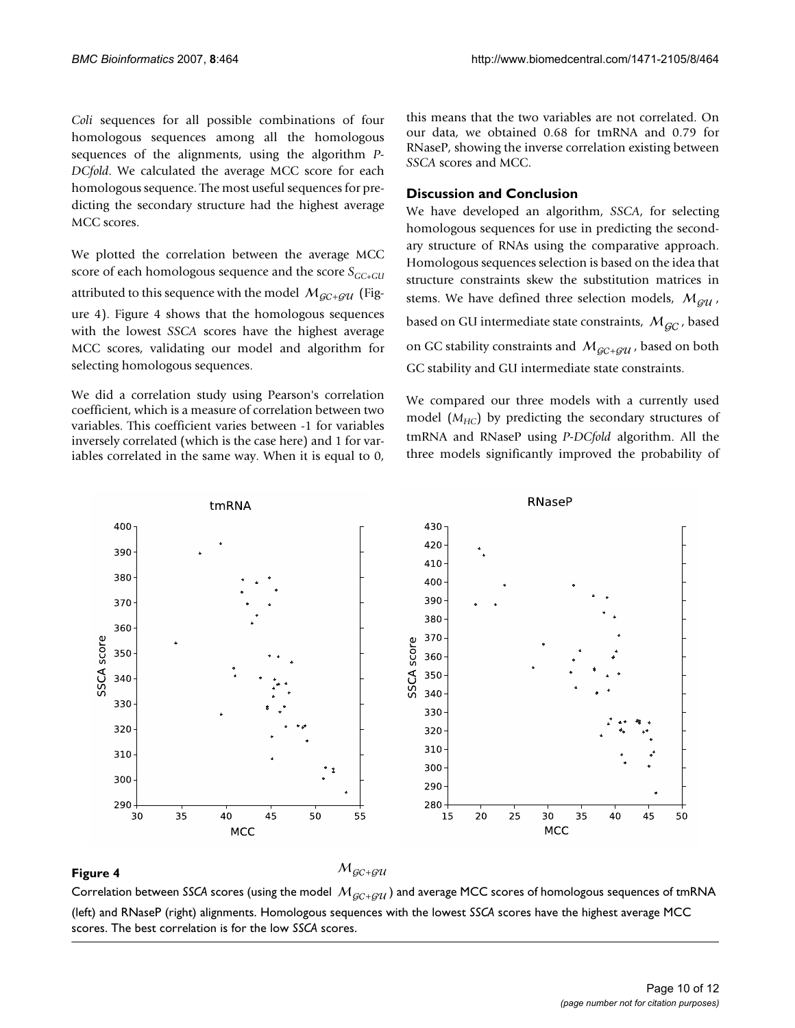*Coli* sequences for all possible combinations of four homologous sequences among all the homologous sequences of the alignments, using the algorithm *P-DCfold*. We calculated the average MCC score for each homologous sequence. The most useful sequences for predicting the secondary structure had the highest average MCC scores.

We plotted the correlation between the average MCC score of each homologous sequence and the score $S_{GC+GU}$ attributed to this sequence with the model $\mathcal{M}_{\mathcal{GC}+\mathcal{GU}}$ (Figure 4). Figure 4 shows that the homologous sequences with the lowest *SSCA* scores have the highest average MCC scores, validating our model and algorithm for selecting homologous sequences.

We did a correlation study using Pearson's correlation coefficient, which is a measure of correlation between two variables. This coefficient varies between -1 for variables inversely correlated (which is the case here) and 1 for variables correlated in the same way. When it is equal to 0, this means that the two variables are not correlated. On our data, we obtained 0.68 for tmRNA and 0.79 for RNaseP, showing the inverse correlation existing between *SSCA* scores and MCC.

## Discussion and Conclusion

We have developed an algorithm, *SSCA*, for selecting homologous sequences for use in predicting the secondary structure of RNAs using the comparative approach. Homologous sequences selection is based on the idea that structure constraints skew the substitution matrices in stems. We have defined three selection models, $\mathcal{M}_{\mathcal{GU}}$, based on GU intermediate state constraints, $\mathcal{M}_{\mathcal{GC}}$, based on GC stability constraints and $\mathcal{M}_{\mathcal{GC}+\mathcal{GU}}$, based on both GC stability and GU intermediate state constraints.

We compared our three models with a currently used model ($M_{HC}$) by predicting the secondary structures of tmRNA and RNaseP using *P-DCfold* algorithm. All the three models significantly improved the probability of

**Figure 4**

$\mathcal{M}_{\mathcal{GC}+\mathcal{GU}}$

Correlation between *SSCA* scores (using the model $\mathcal{M}_{\mathcal{GC}+\mathcal{GU}}$) and average MCC scores of homologous sequences of tmRNA (left) and RNaseP (right) alignments. Homologous sequences with the lowest *SSCA* scores have the highest average MCC scores. The best correlation is for the low *SSCA* scores.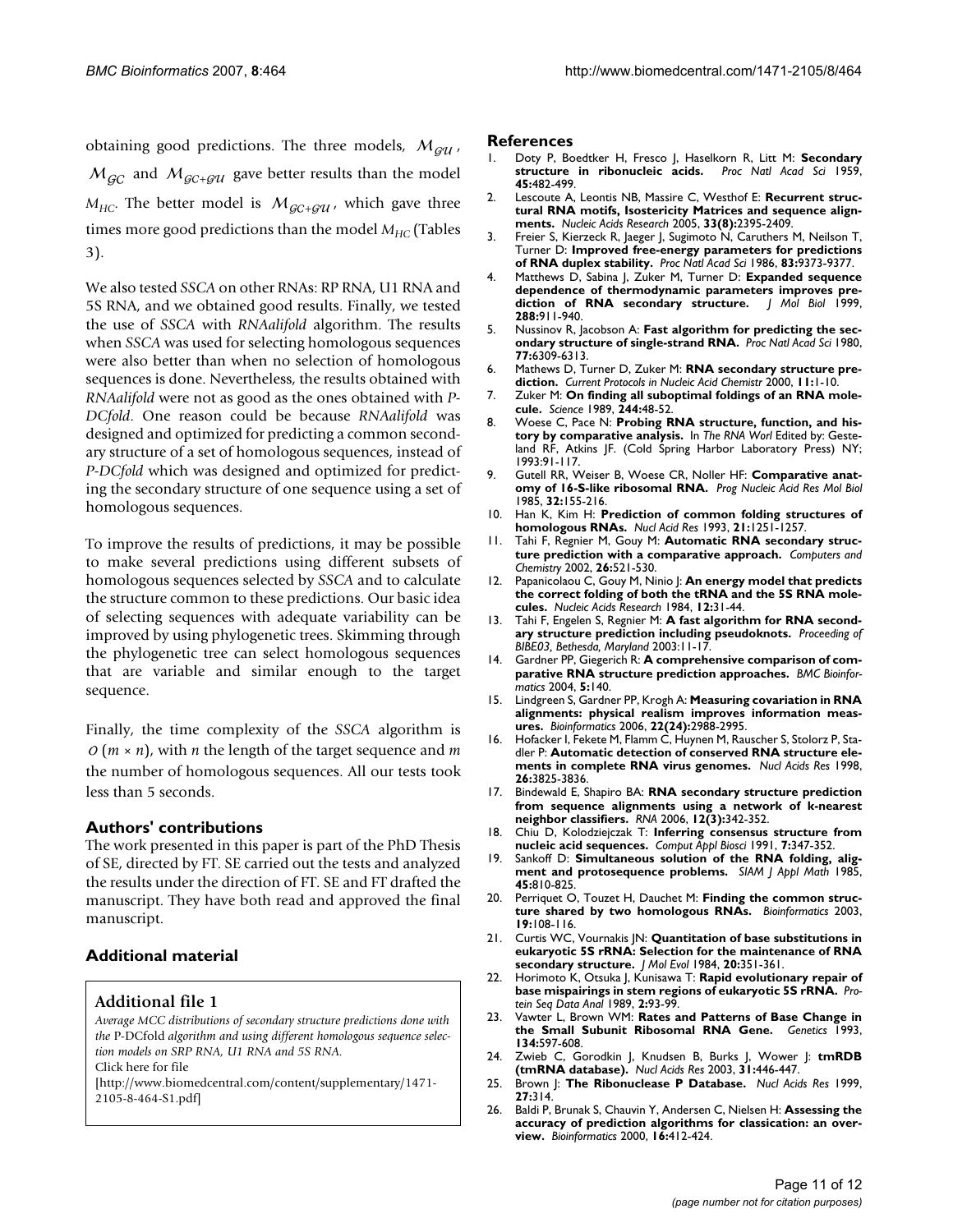obtaining good predictions. The three models, $\mathcal{M}_{\mathcal{GU}}$, $\mathcal{M}_{\mathcal{GC}}$ and $\mathcal{M}_{\mathcal{GC}+\mathcal{GU}}$ gave better results than the model $M_{HC}$. The better model is $\mathcal{M}_{\mathcal{GC}+\mathcal{GU}}$, which gave three times more good predictions than the model $M_{HC}$ (Tables 3).

We also tested *SSCA* on other RNAs: RP RNA, U1 RNA and 5S RNA, and we obtained good results. Finally, we tested the use of *SSCA* with *RNAalifold* algorithm. The results when *SSCA* was used for selecting homologous sequences were also better than when no selection of homologous sequences is done. Nevertheless, the results obtained with *RNAalifold* were not as good as the ones obtained with *P-DCfold*. One reason could be because *RNAalifold* was designed and optimized for predicting a common secondary structure of a set of homologous sequences, instead of *P-DCfold* which was designed and optimized for predicting the secondary structure of one sequence using a set of homologous sequences.

To improve the results of predictions, it may be possible to make several predictions using different subsets of homologous sequences selected by *SSCA* and to calculate the structure common to these predictions. Our basic idea of selecting sequences with adequate variability can be improved by using phylogenetic trees. Skimming through the phylogenetic tree can select homologous sequences that are variable and similar enough to the target sequence.

Finally, the time complexity of the *SSCA* algorithm is $O(m \times n)$, with $n$ the length of the target sequence and $m$ the number of homologous sequences. All our tests took less than 5 seconds.

## Authors' contributions

The work presented in this paper is part of the PhD Thesis of SE, directed by FT. SE carried out the tests and analyzed the results under the direction of FT. SE and FT drafted the manuscript. They have both read and approved the final manuscript.

## Additional material

### Additional file 1

*Average MCC distributions of secondary structure predictions done with the* P-DCfold *algorithm and using different homologous sequence selection models on SRP RNA, U1 RNA and 5S RNA.*
Click here for file
[http://www.biomedcentral.com/content/supplementary/1471-2105-8-464-S1.pdf]

## References

1. Doty P, Boedtker H, Fresco J, Haselkorn R, Litt M: **Secondary structure in ribonucleic acids.** *Proc Natl Acad Sci* 1959, **45:**482-499.
2. Lescoute A, Leontis NB, Massire C, Westhof E: **Recurrent structural RNA motifs, Isostericity Matrices and sequence alignments.** *Nucleic Acids Research* 2005, **33(8):**2395-2409.
3. Freier S, Kierzeck R, Jaeger J, Sugimoto N, Caruthers M, Neilson T, Turner D: **Improved free-energy parameters for predictions of RNA duplex stability.** *Proc Natl Acad Sci* 1986, **83:**9373-9377.
4. Matthews D, Sabina J, Zuker M, Turner D: **Expanded sequence dependence of thermodynamic parameters improves prediction of RNA secondary structure.** *J Mol Biol* 1999, **288:**911-940.
5. Nussinov R, Jacobson A: **Fast algorithm for predicting the secondary structure of single-strand RNA.** *Proc Natl Acad Sci* 1980, **77:**6309-6313.
6. Mathews D, Turner D, Zuker M: **RNA secondary structure prediction.** *Current Protocols in Nucleic Acid Chemistr* 2000, **11:**1-10.
7. Zuker M: **On finding all suboptimal foldings of an RNA molecule.** *Science* 1989, **244:**48-52.
8. Woese C, Pace N: **Probing RNA structure, function, and history by comparative analysis.** In *The RNA Worl* Edited by: Gesteland RF, Atkins JF. (Cold Spring Harbor Laboratory Press) NY; 1993:91-117.
9. Gutell RR, Weiser B, Woese CR, Noller HF: **Comparative anatomy of 16-S-like ribosomal RNA.** *Prog Nucleic Acid Res Mol Biol* 1985, **32:**155-216.
10. Han K, Kim H: **Prediction of common folding structures of homologous RNAs.** *Nucl Acid Res* 1993, **21:**1251-1257.
11. Tahi F, Regnier M, Gouy M: **Automatic RNA secondary structure prediction with a comparative approach.** *Computers and Chemistry* 2002, **26:**521-530.
12. Papanicolaou C, Gouy M, Ninio J: **An energy model that predicts the correct folding of both the tRNA and the 5S RNA molecules.** *Nucleic Acids Research* 1984, **12:**31-44.
13. Tahi F, Engelen S, Regnier M: **A fast algorithm for RNA secondary structure prediction including pseudoknots.** *Proceeding of BIBE03, Bethesda, Maryland* 2003:11-17.
14. Gardner PP, Giegerich R: **A comprehensive comparison of comparative RNA structure prediction approaches.** *BMC Bioinformatics* 2004, **5:**140.
15. Lindgreen S, Gardner PP, Krogh A: **Measuring covariation in RNA alignments: physical realism improves information measures.** *Bioinformatics* 2006, **22(24):**2988-2995.
16. Hofacker I, Fekete M, Flamm C, Huynen M, Rauscher S, Stolorz P, Stadler P: **Automatic detection of conserved RNA structure elements in complete RNA virus genomes.** *Nucl Acids Res* 1998, **26:**3825-3836.
17. Bindewald E, Shapiro BA: **RNA secondary structure prediction from sequence alignments using a network of k-nearest neighbor classifiers.** *RNA* 2006, **12(3):**342-352.
18. Chiu D, Kolodziejczak T: **Inferring consensus structure from nucleic acid sequences.** *Comput Appl Biosci* 1991, **7:**347-352.
19. Sankoff D: **Simultaneous solution of the RNA folding, alignment and protosequence problems.** *SIAM J Appl Math* 1985, **45:**810-825.
20. Perriquet O, Touzet H, Dauchet M: **Finding the common structure shared by two homologous RNAs.** *Bioinformatics* 2003, **19:**108-116.
21. Curtis WC, Vournakis JN: **Quantitation of base substitutions in eukaryotic 5S rRNA: Selection for the maintenance of RNA secondary structure.** *J Mol Evol* 1984, **20:**351-361.
22. Horimoto K, Otsuka J, Kunisawa T: **Rapid evolutionary repair of base mispairings in stem regions of eukaryotic 5S rRNA.** *Protein Seq Data Anal* 1989, **2:**93-99.
23. Vawter L, Brown WM: **Rates and Patterns of Base Change in the Small Subunit Ribosomal RNA Gene.** *Genetics* 1993, **134:**597-608.
24. Zwieb C, Gorodkin J, Knudsen B, Burks J, Wower J: **tmRDB (tmRNA database).** *Nucl Acids Res* 2003, **31:**446-447.
25. Brown J: **The Ribonuclease P Database.** *Nucl Acids Res* 1999, **27:**314.
26. Baldi P, Brunak S, Chauvin Y, Andersen C, Nielsen H: **Assessing the accuracy of prediction algorithms for classication: an overview.** *Bioinformatics* 2000, **16:**412-424.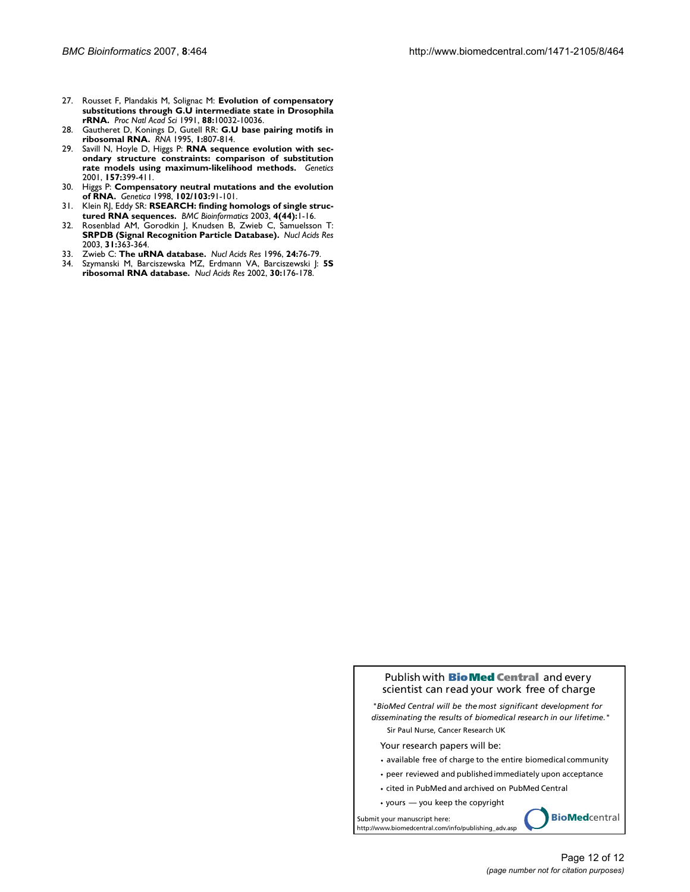27. Rousset F, Plandakis M, Solignac M: **Evolution of compensatory substitutions through G.U intermediate state in Drosophila rRNA.** *Proc Natl Acad Sci* 1991, **88:**10032-10036.
28. Gautheret D, Konings D, Gutell RR: **G.U base pairing motifs in ribosomal RNA.** *RNA* 1995, **1:**807-814.
29. Savill N, Hoyle D, Higgs P: **RNA sequence evolution with secondary structure constraints: comparison of substitution rate models using maximum-likelihood methods.** *Genetics* 2001, **157:**399-411.
30. Higgs P: **Compensatory neutral mutations and the evolution of RNA.** *Genetica* 1998, **102/103:**91-101.
31. Klein RJ, Eddy SR: **RSEARCH: finding homologs of single structured RNA sequences.** *BMC Bioinformatics* 2003, **4(44):**1-16.
32. Rosenblad AM, Gorodkin J, Knudsen B, Zwieb C, Samuelsson T: **SRPDB (Signal Recognition Particle Database).** *Nucl Acids Res* 2003, **31:**363-364.
33. Zwieb C: **The uRNA database.** *Nucl Acids Res* 1996, **24:**76-79.
34. Szymanski M, Barciszewska MZ, Erdmann VA, Barciszewski J: **5S ribosomal RNA database.** *Nucl Acids Res* 2002, **30:**176-178.

Publish with **BioMed Central** and every scientist can read your work free of charge

*"BioMed Central will be the most significant development for disseminating the results of biomedical research in our lifetime."*

Sir Paul Nurse, Cancer Research UK

Your research papers will be:

- available free of charge to the entire biomedical community
- peer reviewed and published immediately upon acceptance
- cited in PubMed and archived on PubMed Central
- yours — you keep the copyright

Submit your manuscript here:
http://www.biomedcentral.com/info/publishing_adv.asp

**BioMed**central